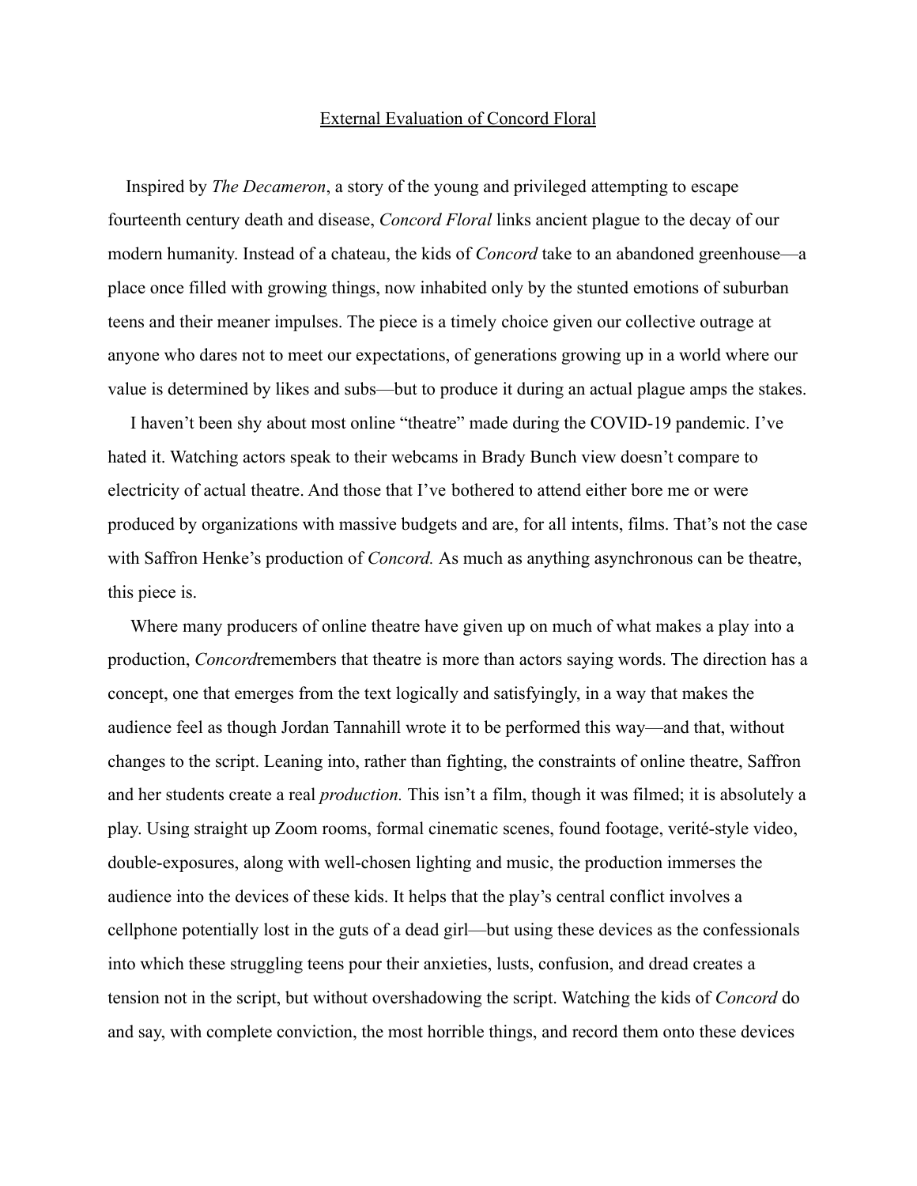# External Evaluation of Concord Floral

Inspired by *The Decameron*, a story of the young and privileged attempting to escape fourteenth century death and disease, *Concord Floral* links ancient plague to the decay of our modern humanity. Instead of a chateau, the kids of *Concord* take to an abandoned greenhouse—a place once filled with growing things, now inhabited only by the stunted emotions of suburban teens and their meaner impulses. The piece is a timely choice given our collective outrage at anyone who dares not to meet our expectations, of generations growing up in a world where our value is determined by likes and subs—but to produce it during an actual plague amps the stakes.

I haven't been shy about most online "theatre" made during the COVID-19 pandemic. I've hated it. Watching actors speak to their webcams in Brady Bunch view doesn't compare to electricity of actual theatre. And those that I've bothered to attend either bore me or were produced by organizations with massive budgets and are, for all intents, films. That's not the case with Saffron Henke's production of *Concord.* As much as anything asynchronous can be theatre, this piece is.

Where many producers of online theatre have given up on much of what makes a play into a production, *Concord*remembers that theatre is more than actors saying words. The direction has a concept, one that emerges from the text logically and satisfyingly, in a way that makes the audience feel as though Jordan Tannahill wrote it to be performed this way—and that, without changes to the script. Leaning into, rather than fighting, the constraints of online theatre, Saffron and her students create a real *production.* This isn't a film, though it was filmed; it is absolutely a play. Using straight up Zoom rooms, formal cinematic scenes, found footage, verité-style video, double-exposures, along with well-chosen lighting and music, the production immerses the audience into the devices of these kids. It helps that the play's central conflict involves a cellphone potentially lost in the guts of a dead girl—but using these devices as the confessionals into which these struggling teens pour their anxieties, lusts, confusion, and dread creates a tension not in the script, but without overshadowing the script. Watching the kids of *Concord* do and say, with complete conviction, the most horrible things, and record them onto these devices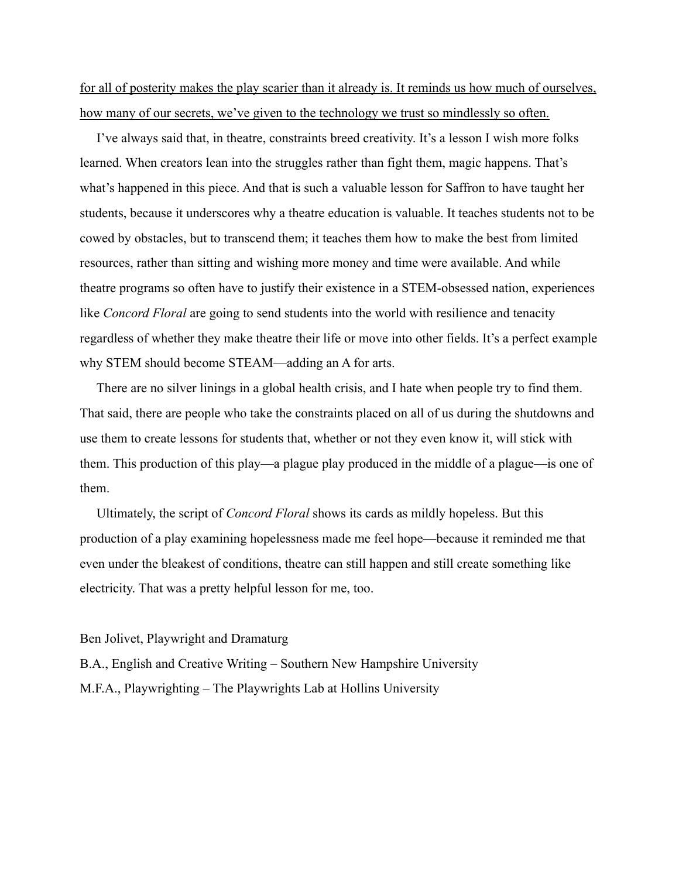<u>for all of posterity makes the play scarier than it already is. It reminds us how much of ourselves, how many of our secrets, we've given to the technology we trust so mindlessly so often.</u>

I've always said that, in theatre, constraints breed creativity. It's a lesson I wish more folks learned. When creators lean into the struggles rather than fight them, magic happens. That's what's happened in this piece. And that is such a valuable lesson for Saffron to have taught her students, because it underscores why a theatre education is valuable. It teaches students not to be cowed by obstacles, but to transcend them; it teaches them how to make the best from limited resources, rather than sitting and wishing more money and time were available. And while theatre programs so often have to justify their existence in a STEM-obsessed nation, experiences like *Concord Floral* are going to send students into the world with resilience and tenacity regardless of whether they make theatre their life or move into other fields. It's a perfect example why STEM should become STEAM—adding an A for arts.

There are no silver linings in a global health crisis, and I hate when people try to find them. That said, there are people who take the constraints placed on all of us during the shutdowns and use them to create lessons for students that, whether or not they even know it, will stick with them. This production of this play—a plague play produced in the middle of a plague—is one of them.

Ultimately, the script of *Concord Floral* shows its cards as mildly hopeless. But this production of a play examining hopelessness made me feel hope—because it reminded me that even under the bleakest of conditions, theatre can still happen and still create something like electricity. That was a pretty helpful lesson for me, too.

Ben Jolivet, Playwright and Dramaturg

B.A., English and Creative Writing – Southern New Hampshire University

M.F.A., Playwrighting – The Playwrights Lab at Hollins University